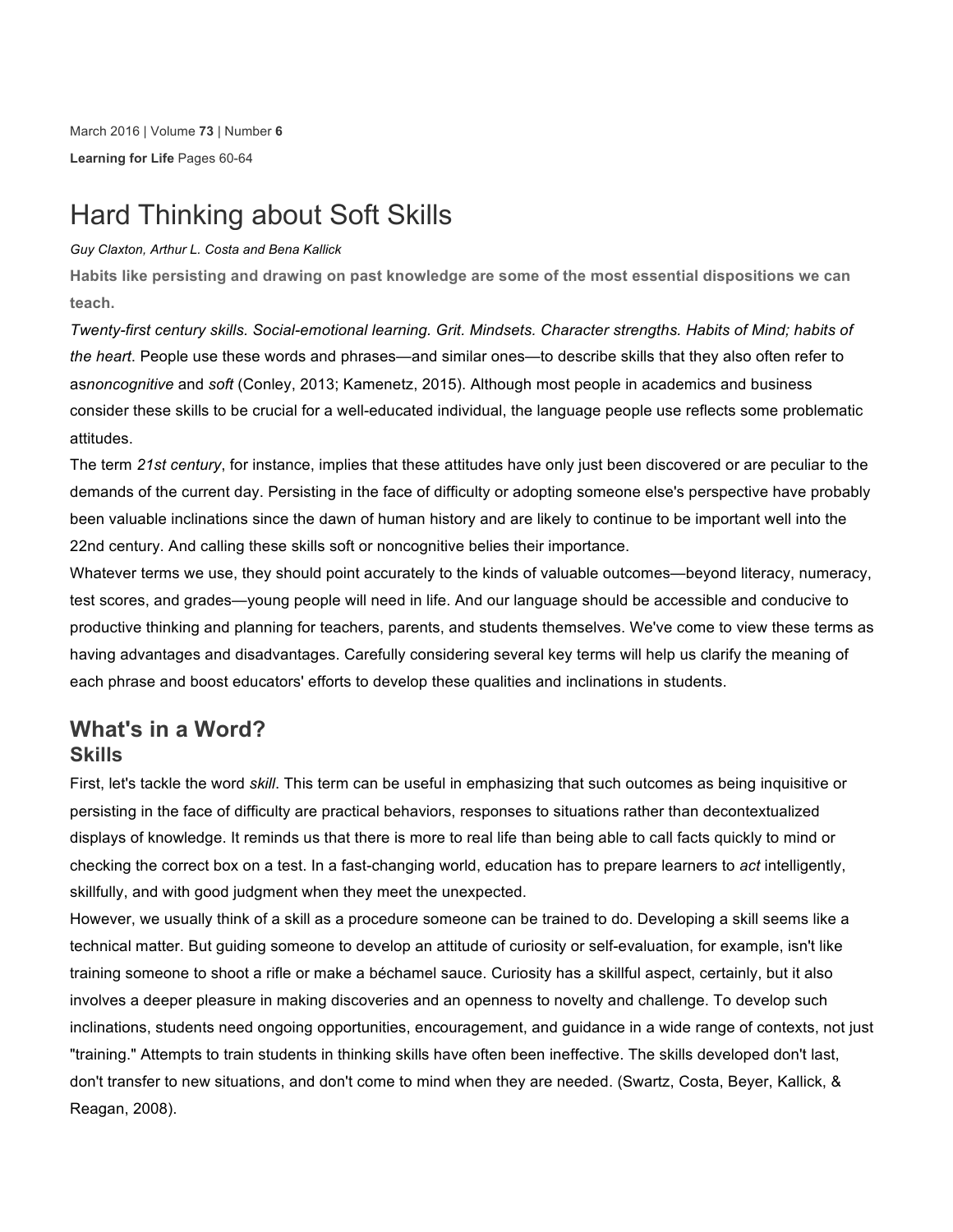# Hard Thinking about Soft Skills

*Guy Claxton, Arthur L. Costa and Bena Kallick*

**Habits like persisting and drawing on past knowledge are some of the most essential dispositions we can teach.**

*Twenty-first century skills. Social-emotional learning. Grit. Mindsets. Character strengths. Habits of Mind; habits of the heart*. People use these words and phrases—and similar ones—to describe skills that they also often refer to as*noncognitive* and *soft* (Conley, 2013; Kamenetz, 2015). Although most people in academics and business consider these skills to be crucial for a well-educated individual, the language people use reflects some problematic attitudes.

The term *21st century*, for instance, implies that these attitudes have only just been discovered or are peculiar to the demands of the current day. Persisting in the face of difficulty or adopting someone else's perspective have probably been valuable inclinations since the dawn of human history and are likely to continue to be important well into the 22nd century. And calling these skills soft or noncognitive belies their importance.

Whatever terms we use, they should point accurately to the kinds of valuable outcomes—beyond literacy, numeracy, test scores, and grades—young people will need in life. And our language should be accessible and conducive to productive thinking and planning for teachers, parents, and students themselves. We've come to view these terms as having advantages and disadvantages. Carefully considering several key terms will help us clarify the meaning of each phrase and boost educators' efforts to develop these qualities and inclinations in students.

## What's in a Word?

### Skills

First, let's tackle the word *skill*. This term can be useful in emphasizing that such outcomes as being inquisitive or persisting in the face of difficulty are practical behaviors, responses to situations rather than decontextualized displays of knowledge. It reminds us that there is more to real life than being able to call facts quickly to mind or checking the correct box on a test. In a fast-changing world, education has to prepare learners to *act* intelligently, skillfully, and with good judgment when they meet the unexpected.

However, we usually think of a skill as a procedure someone can be trained to do. Developing a skill seems like a technical matter. But guiding someone to develop an attitude of curiosity or self-evaluation, for example, isn't like training someone to shoot a rifle or make a béchamel sauce. Curiosity has a skillful aspect, certainly, but it also involves a deeper pleasure in making discoveries and an openness to novelty and challenge. To develop such inclinations, students need ongoing opportunities, encouragement, and guidance in a wide range of contexts, not just "training." Attempts to train students in thinking skills have often been ineffective. The skills developed don't last, don't transfer to new situations, and don't come to mind when they are needed. (Swartz, Costa, Beyer, Kallick, & Reagan, 2008).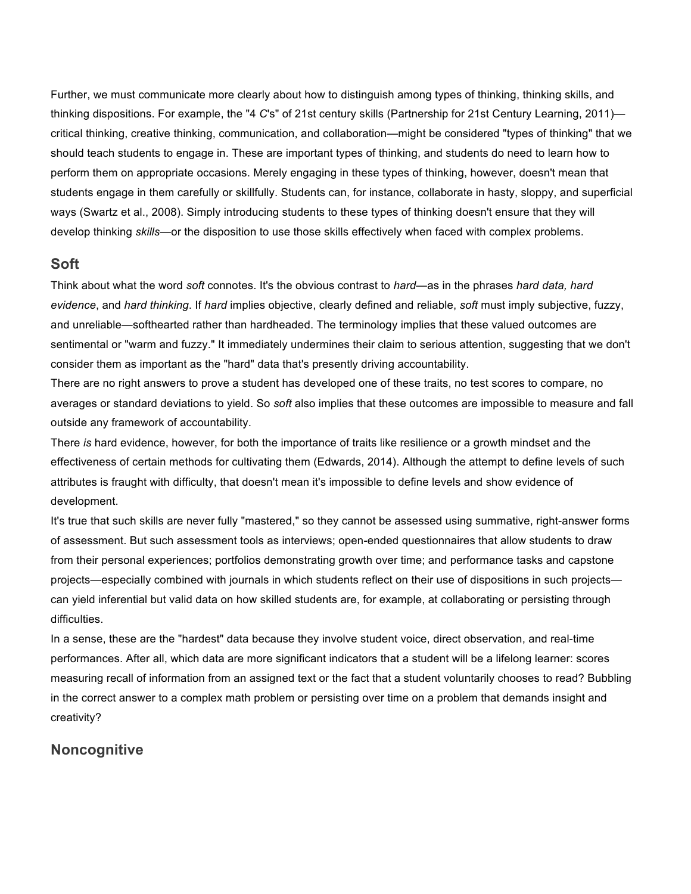Further, we must communicate more clearly about how to distinguish among types of thinking, thinking skills, and thinking dispositions. For example, the "4 *C*'s" of 21st century skills (Partnership for 21st Century Learning, 2011)—critical thinking, creative thinking, communication, and collaboration—might be considered "types of thinking" that we should teach students to engage in. These are important types of thinking, and students do need to learn how to perform them on appropriate occasions. Merely engaging in these types of thinking, however, doesn't mean that students engage in them carefully or skillfully. Students can, for instance, collaborate in hasty, sloppy, and superficial ways (Swartz et al., 2008). Simply introducing students to these types of thinking doesn't ensure that they will develop thinking *skills*—or the disposition to use those skills effectively when faced with complex problems.

## Soft

Think about what the word *soft* connotes. It's the obvious contrast to *hard*—as in the phrases *hard data, hard evidence*, and *hard thinking*. If *hard* implies objective, clearly defined and reliable, *soft* must imply subjective, fuzzy, and unreliable—softhearted rather than hardheaded. The terminology implies that these valued outcomes are sentimental or "warm and fuzzy." It immediately undermines their claim to serious attention, suggesting that we don't consider them as important as the "hard" data that's presently driving accountability.

There are no right answers to prove a student has developed one of these traits, no test scores to compare, no averages or standard deviations to yield. So *soft* also implies that these outcomes are impossible to measure and fall outside any framework of accountability.

There *is* hard evidence, however, for both the importance of traits like resilience or a growth mindset and the effectiveness of certain methods for cultivating them (Edwards, 2014). Although the attempt to define levels of such attributes is fraught with difficulty, that doesn't mean it's impossible to define levels and show evidence of development.

It's true that such skills are never fully "mastered," so they cannot be assessed using summative, right-answer forms of assessment. But such assessment tools as interviews; open-ended questionnaires that allow students to draw from their personal experiences; portfolios demonstrating growth over time; and performance tasks and capstone projects—especially combined with journals in which students reflect on their use of dispositions in such projects—can yield inferential but valid data on how skilled students are, for example, at collaborating or persisting through difficulties.

In a sense, these are the "hardest" data because they involve student voice, direct observation, and real-time performances. After all, which data are more significant indicators that a student will be a lifelong learner: scores measuring recall of information from an assigned text or the fact that a student voluntarily chooses to read? Bubbling in the correct answer to a complex math problem or persisting over time on a problem that demands insight and creativity?

## Noncognitive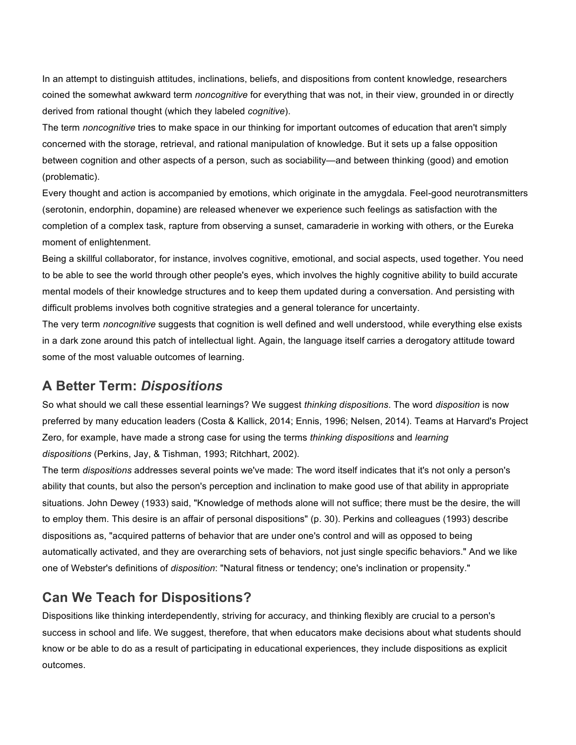In an attempt to distinguish attitudes, inclinations, beliefs, and dispositions from content knowledge, researchers coined the somewhat awkward term *noncognitive* for everything that was not, in their view, grounded in or directly derived from rational thought (which they labeled *cognitive*).

The term *noncognitive* tries to make space in our thinking for important outcomes of education that aren't simply concerned with the storage, retrieval, and rational manipulation of knowledge. But it sets up a false opposition between cognition and other aspects of a person, such as sociability—and between thinking (good) and emotion (problematic).

Every thought and action is accompanied by emotions, which originate in the amygdala. Feel-good neurotransmitters (serotonin, endorphin, dopamine) are released whenever we experience such feelings as satisfaction with the completion of a complex task, rapture from observing a sunset, camaraderie in working with others, or the Eureka moment of enlightenment.

Being a skillful collaborator, for instance, involves cognitive, emotional, and social aspects, used together. You need to be able to see the world through other people's eyes, which involves the highly cognitive ability to build accurate mental models of their knowledge structures and to keep them updated during a conversation. And persisting with difficult problems involves both cognitive strategies and a general tolerance for uncertainty.

The very term *noncognitive* suggests that cognition is well defined and well understood, while everything else exists in a dark zone around this patch of intellectual light. Again, the language itself carries a derogatory attitude toward some of the most valuable outcomes of learning.

## A Better Term: *Dispositions*

So what should we call these essential learnings? We suggest *thinking dispositions*. The word *disposition* is now preferred by many education leaders (Costa & Kallick, 2014; Ennis, 1996; Nelsen, 2014). Teams at Harvard's Project Zero, for example, have made a strong case for using the terms *thinking dispositions* and *learning dispositions* (Perkins, Jay, & Tishman, 1993; Ritchhart, 2002).

The term *dispositions* addresses several points we've made: The word itself indicates that it's not only a person's ability that counts, but also the person's perception and inclination to make good use of that ability in appropriate situations. John Dewey (1933) said, "Knowledge of methods alone will not suffice; there must be the desire, the will to employ them. This desire is an affair of personal dispositions" (p. 30). Perkins and colleagues (1993) describe dispositions as, "acquired patterns of behavior that are under one's control and will as opposed to being automatically activated, and they are overarching sets of behaviors, not just single specific behaviors." And we like one of Webster's definitions of *disposition*: "Natural fitness or tendency; one's inclination or propensity."

## Can We Teach for Dispositions?

Dispositions like thinking interdependently, striving for accuracy, and thinking flexibly are crucial to a person's success in school and life. We suggest, therefore, that when educators make decisions about what students should know or be able to do as a result of participating in educational experiences, they include dispositions as explicit outcomes.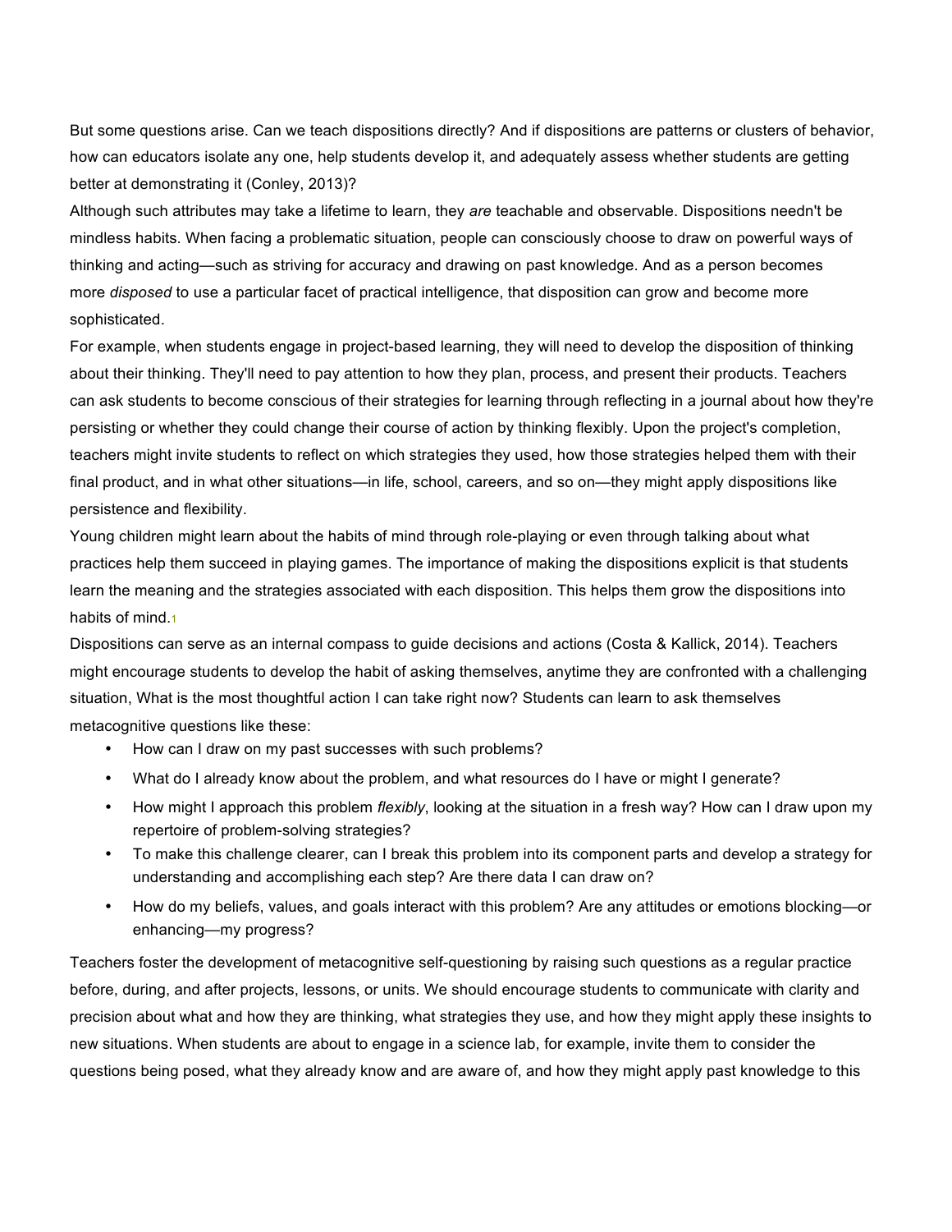But some questions arise. Can we teach dispositions directly? And if dispositions are patterns or clusters of behavior, how can educators isolate any one, help students develop it, and adequately assess whether students are getting better at demonstrating it (Conley, 2013)?

Although such attributes may take a lifetime to learn, they *are* teachable and observable. Dispositions needn't be mindless habits. When facing a problematic situation, people can consciously choose to draw on powerful ways of thinking and acting—such as striving for accuracy and drawing on past knowledge. And as a person becomes more *disposed* to use a particular facet of practical intelligence, that disposition can grow and become more sophisticated.

For example, when students engage in project-based learning, they will need to develop the disposition of thinking about their thinking. They'll need to pay attention to how they plan, process, and present their products. Teachers can ask students to become conscious of their strategies for learning through reflecting in a journal about how they're persisting or whether they could change their course of action by thinking flexibly. Upon the project's completion, teachers might invite students to reflect on which strategies they used, how those strategies helped them with their final product, and in what other situations—in life, school, careers, and so on—they might apply dispositions like persistence and flexibility.

Young children might learn about the habits of mind through role-playing or even through talking about what practices help them succeed in playing games. The importance of making the dispositions explicit is that students learn the meaning and the strategies associated with each disposition. This helps them grow the dispositions into habits of mind.[1]

Dispositions can serve as an internal compass to guide decisions and actions (Costa & Kallick, 2014). Teachers might encourage students to develop the habit of asking themselves, anytime they are confronted with a challenging situation, What is the most thoughtful action I can take right now? Students can learn to ask themselves metacognitive questions like these:

- How can I draw on my past successes with such problems?
- What do I already know about the problem, and what resources do I have or might I generate?
- How might I approach this problem *flexibly*, looking at the situation in a fresh way? How can I draw upon my repertoire of problem-solving strategies?
- To make this challenge clearer, can I break this problem into its component parts and develop a strategy for understanding and accomplishing each step? Are there data I can draw on?
- How do my beliefs, values, and goals interact with this problem? Are any attitudes or emotions blocking—or enhancing—my progress?

Teachers foster the development of metacognitive self-questioning by raising such questions as a regular practice before, during, and after projects, lessons, or units. We should encourage students to communicate with clarity and precision about what and how they are thinking, what strategies they use, and how they might apply these insights to new situations. When students are about to engage in a science lab, for example, invite them to consider the questions being posed, what they already know and are aware of, and how they might apply past knowledge to this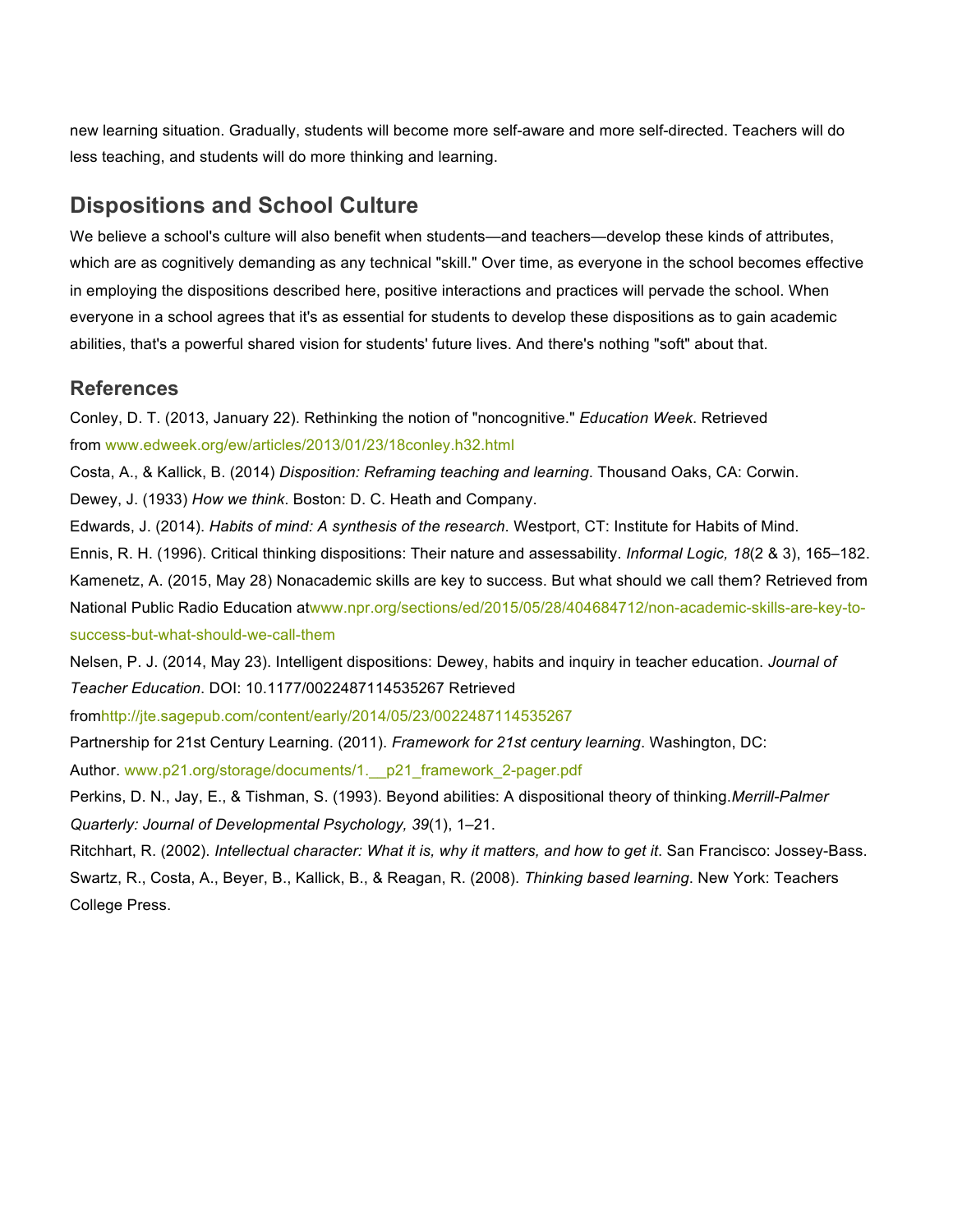new learning situation. Gradually, students will become more self-aware and more self-directed. Teachers will do less teaching, and students will do more thinking and learning.

## Dispositions and School Culture

We believe a school's culture will also benefit when students—and teachers—develop these kinds of attributes, which are as cognitively demanding as any technical "skill." Over time, as everyone in the school becomes effective in employing the dispositions described here, positive interactions and practices will pervade the school. When everyone in a school agrees that it's as essential for students to develop these dispositions as to gain academic abilities, that's a powerful shared vision for students' future lives. And there's nothing "soft" about that.

### References

Conley, D. T. (2013, January 22). Rethinking the notion of "noncognitive." *Education Week*. Retrieved from www.edweek.org/ew/articles/2013/01/23/18conley.h32.html

Costa, A., & Kallick, B. (2014) *Disposition: Reframing teaching and learning*. Thousand Oaks, CA: Corwin.

Dewey, J. (1933) *How we think*. Boston: D. C. Heath and Company.

Edwards, J. (2014). *Habits of mind: A synthesis of the research*. Westport, CT: Institute for Habits of Mind.

Ennis, R. H. (1996). Critical thinking dispositions: Their nature and assessability. *Informal Logic, 18*(2 & 3), 165–182.

Kamenetz, A. (2015, May 28) Nonacademic skills are key to success. But what should we call them? Retrieved from National Public Radio Education atwww.npr.org/sections/ed/2015/05/28/404684712/non-academic-skills-are-key-to-success-but-what-should-we-call-them

Nelsen, P. J. (2014, May 23). Intelligent dispositions: Dewey, habits and inquiry in teacher education. *Journal of Teacher Education*. DOI: 10.1177/0022487114535267 Retrieved fromhttp://jte.sagepub.com/content/early/2014/05/23/0022487114535267

Partnership for 21st Century Learning. (2011). *Framework for 21st century learning*. Washington, DC: Author. www.p21.org/storage/documents/1.__p21_framework_2-pager.pdf

Perkins, D. N., Jay, E., & Tishman, S. (1993). Beyond abilities: A dispositional theory of thinking.*Merrill-Palmer Quarterly: Journal of Developmental Psychology, 39*(1), 1–21.

Ritchhart, R. (2002). *Intellectual character: What it is, why it matters, and how to get it*. San Francisco: Jossey-Bass.

Swartz, R., Costa, A., Beyer, B., Kallick, B., & Reagan, R. (2008). *Thinking based learning*. New York: Teachers College Press.